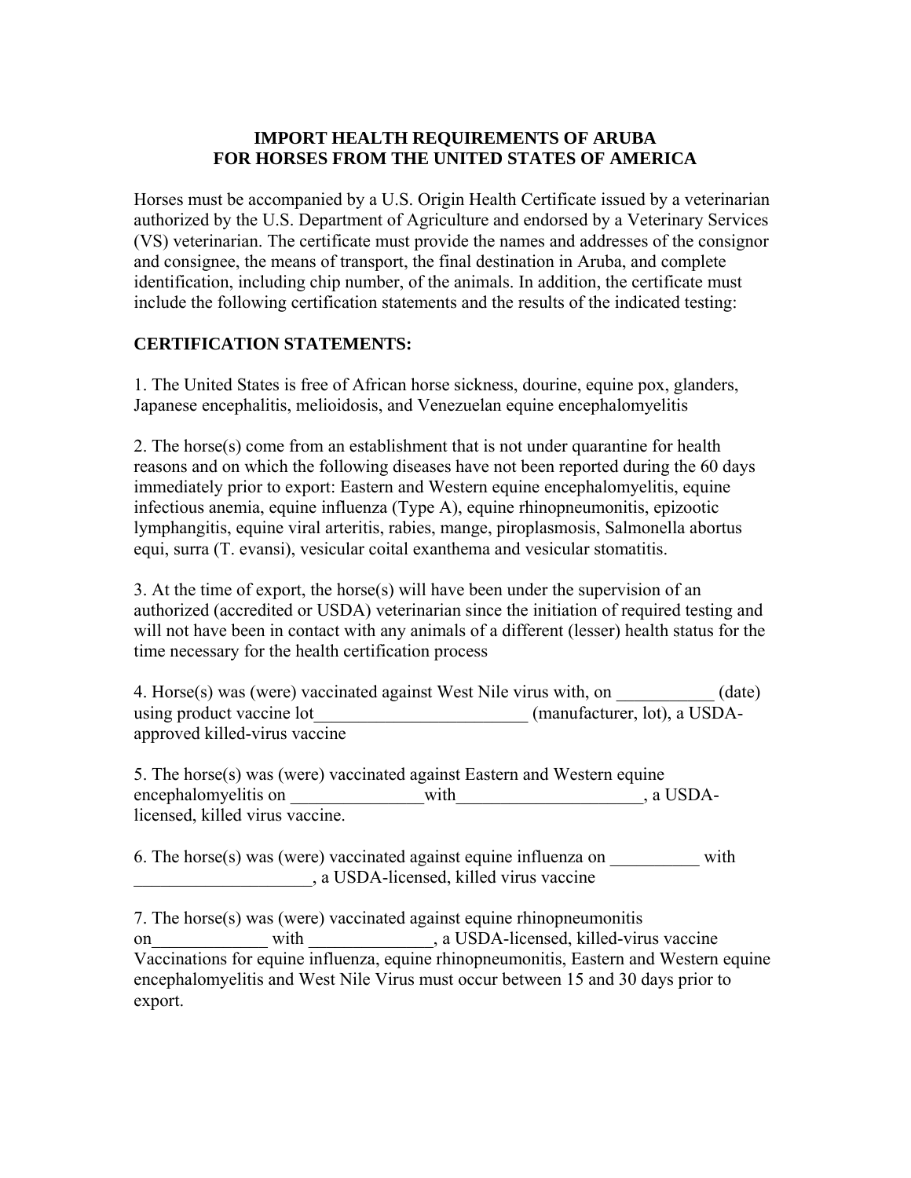# IMPORT HEALTH REQUIREMENTS OF ARUBA FOR HORSES FROM THE UNITED STATES OF AMERICA

Horses must be accompanied by a U.S. Origin Health Certificate issued by a veterinarian authorized by the U.S. Department of Agriculture and endorsed by a Veterinary Services (VS) veterinarian. The certificate must provide the names and addresses of the consignor and consignee, the means of transport, the final destination in Aruba, and complete identification, including chip number, of the animals. In addition, the certificate must include the following certification statements and the results of the indicated testing:

## CERTIFICATION STATEMENTS:

1. The United States is free of African horse sickness, dourine, equine pox, glanders, Japanese encephalitis, melioidosis, and Venezuelan equine encephalomyelitis

2. The horse(s) come from an establishment that is not under quarantine for health reasons and on which the following diseases have not been reported during the 60 days immediately prior to export: Eastern and Western equine encephalomyelitis, equine infectious anemia, equine influenza (Type A), equine rhinopneumonitis, epizootic lymphangitis, equine viral arteritis, rabies, mange, piroplasmosis, Salmonella abortus equi, surra (T. evansi), vesicular coital exanthema and vesicular stomatitis.

3. At the time of export, the horse(s) will have been under the supervision of an authorized (accredited or USDA) veterinarian since the initiation of required testing and will not have been in contact with any animals of a different (lesser) health status for the time necessary for the health certification process

4. Horse(s) was (were) vaccinated against West Nile virus with, on ___________ (date) using product vaccine lot________________________ (manufacturer, lot), a USDA-approved killed-virus vaccine

5. The horse(s) was (were) vaccinated against Eastern and Western equine encephalomyelitis on _______________with_____________________, a USDA-licensed, killed virus vaccine.

6. The horse(s) was (were) vaccinated against equine influenza on __________ with ____________________, a USDA-licensed, killed virus vaccine

7. The horse(s) was (were) vaccinated against equine rhinopneumonitis on_____________ with ______________, a USDA-licensed, killed-virus vaccine Vaccinations for equine influenza, equine rhinopneumonitis, Eastern and Western equine encephalomyelitis and West Nile Virus must occur between 15 and 30 days prior to export.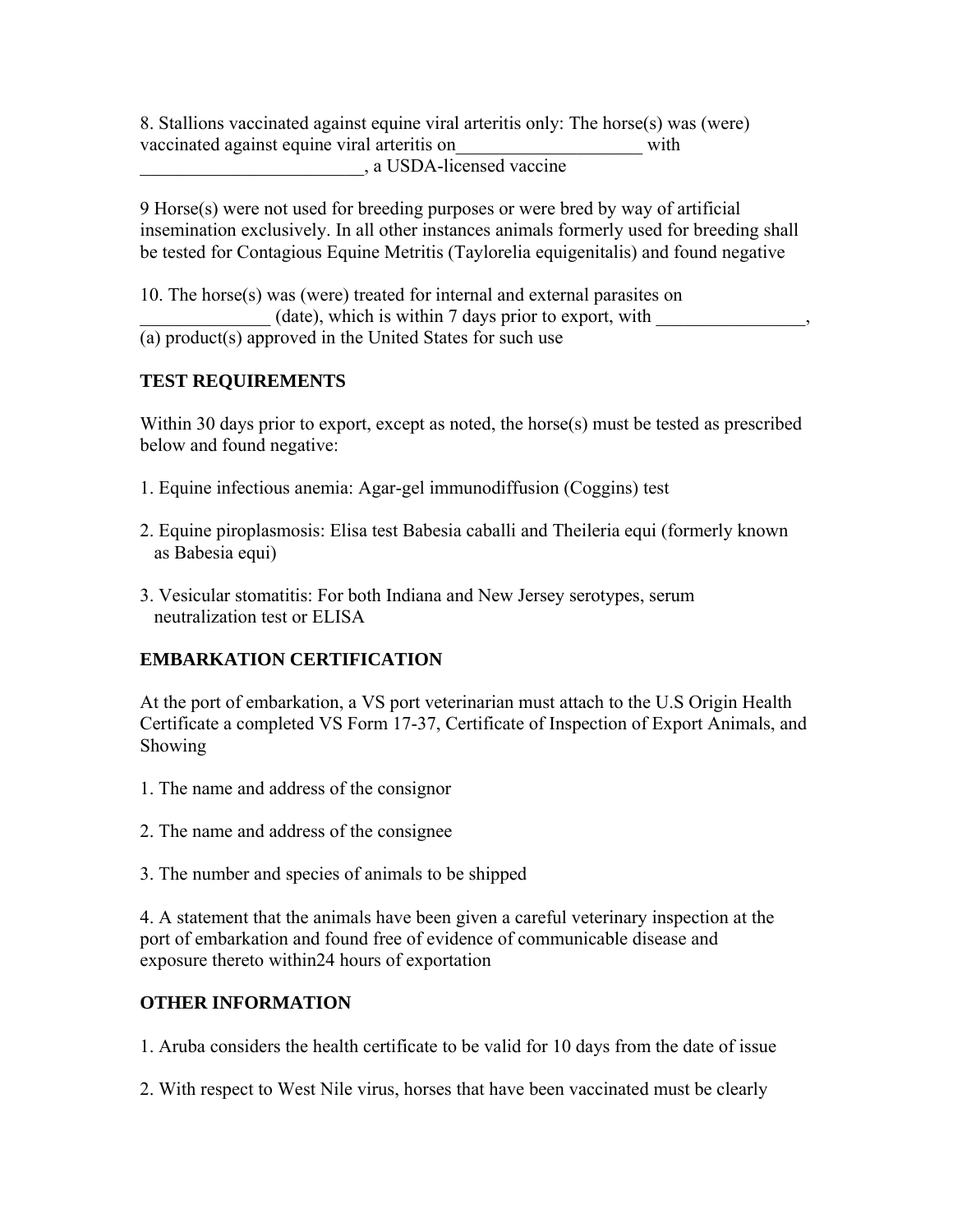8. Stallions vaccinated against equine viral arteritis only: The horse(s) was (were) vaccinated against equine viral arteritis on____________________ with ________________________, a USDA-licensed vaccine

9 Horse(s) were not used for breeding purposes or were bred by way of artificial insemination exclusively. In all other instances animals formerly used for breeding shall be tested for Contagious Equine Metritis (Taylorelia equigenitalis) and found negative

10. The horse(s) was (were) treated for internal and external parasites on ______________ (date), which is within 7 days prior to export, with ________________, (a) product(s) approved in the United States for such use

**TEST REQUIREMENTS**

Within 30 days prior to export, except as noted, the horse(s) must be tested as prescribed below and found negative:

1. Equine infectious anemia: Agar-gel immunodiffusion (Coggins) test

2. Equine piroplasmosis: Elisa test Babesia caballi and Theileria equi (formerly known as Babesia equi)

3. Vesicular stomatitis: For both Indiana and New Jersey serotypes, serum neutralization test or ELISA

**EMBARKATION CERTIFICATION**

At the port of embarkation, a VS port veterinarian must attach to the U.S Origin Health Certificate a completed VS Form 17-37, Certificate of Inspection of Export Animals, and Showing

1. The name and address of the consignor

2. The name and address of the consignee

3. The number and species of animals to be shipped

4. A statement that the animals have been given a careful veterinary inspection at the port of embarkation and found free of evidence of communicable disease and exposure thereto within24 hours of exportation

**OTHER INFORMATION**

1. Aruba considers the health certificate to be valid for 10 days from the date of issue

2. With respect to West Nile virus, horses that have been vaccinated must be clearly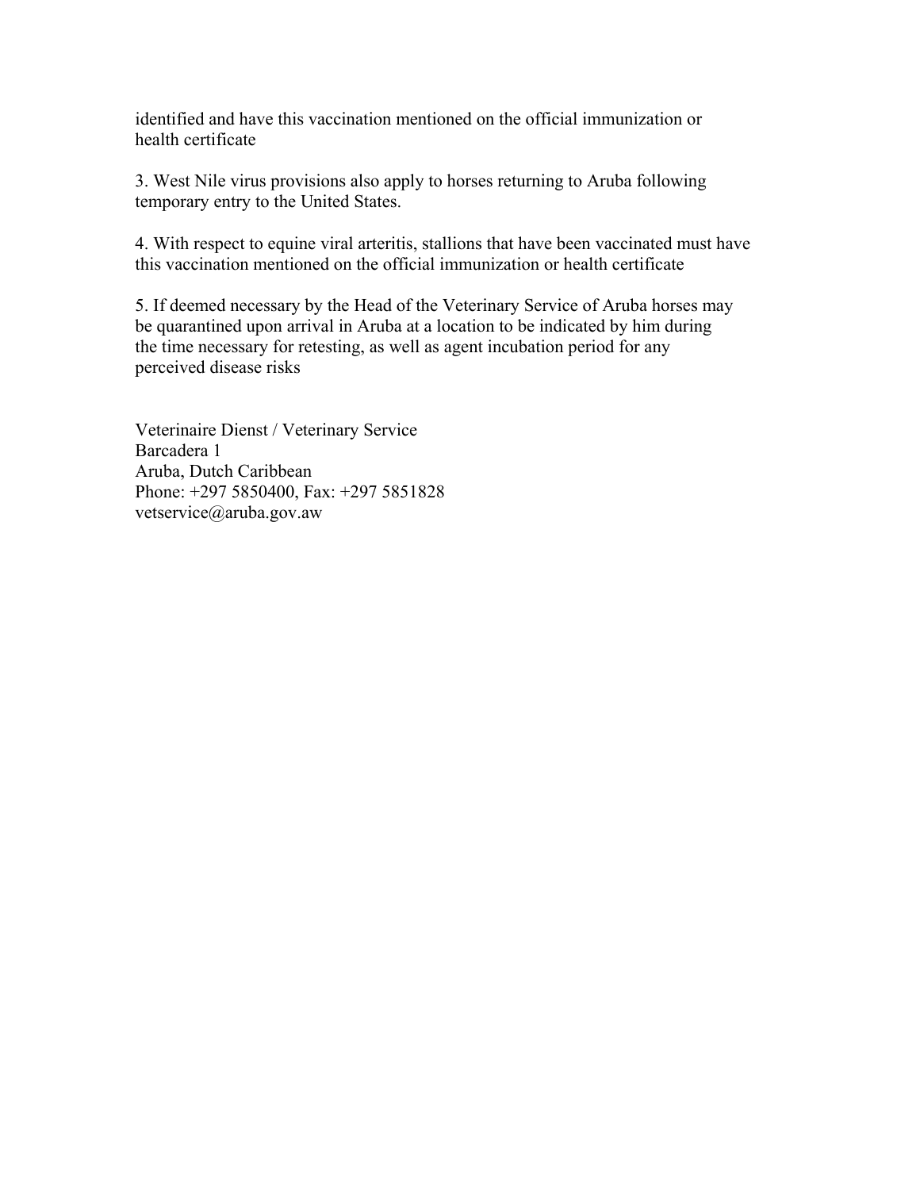identified and have this vaccination mentioned on the official immunization or health certificate

3. West Nile virus provisions also apply to horses returning to Aruba following temporary entry to the United States.

4. With respect to equine viral arteritis, stallions that have been vaccinated must have this vaccination mentioned on the official immunization or health certificate

5. If deemed necessary by the Head of the Veterinary Service of Aruba horses may be quarantined upon arrival in Aruba at a location to be indicated by him during the time necessary for retesting, as well as agent incubation period for any perceived disease risks

Veterinaire Dienst / Veterinary Service
Barcadera 1
Aruba, Dutch Caribbean
Phone: +297 5850400, Fax: +297 5851828
vetservice@aruba.gov.aw